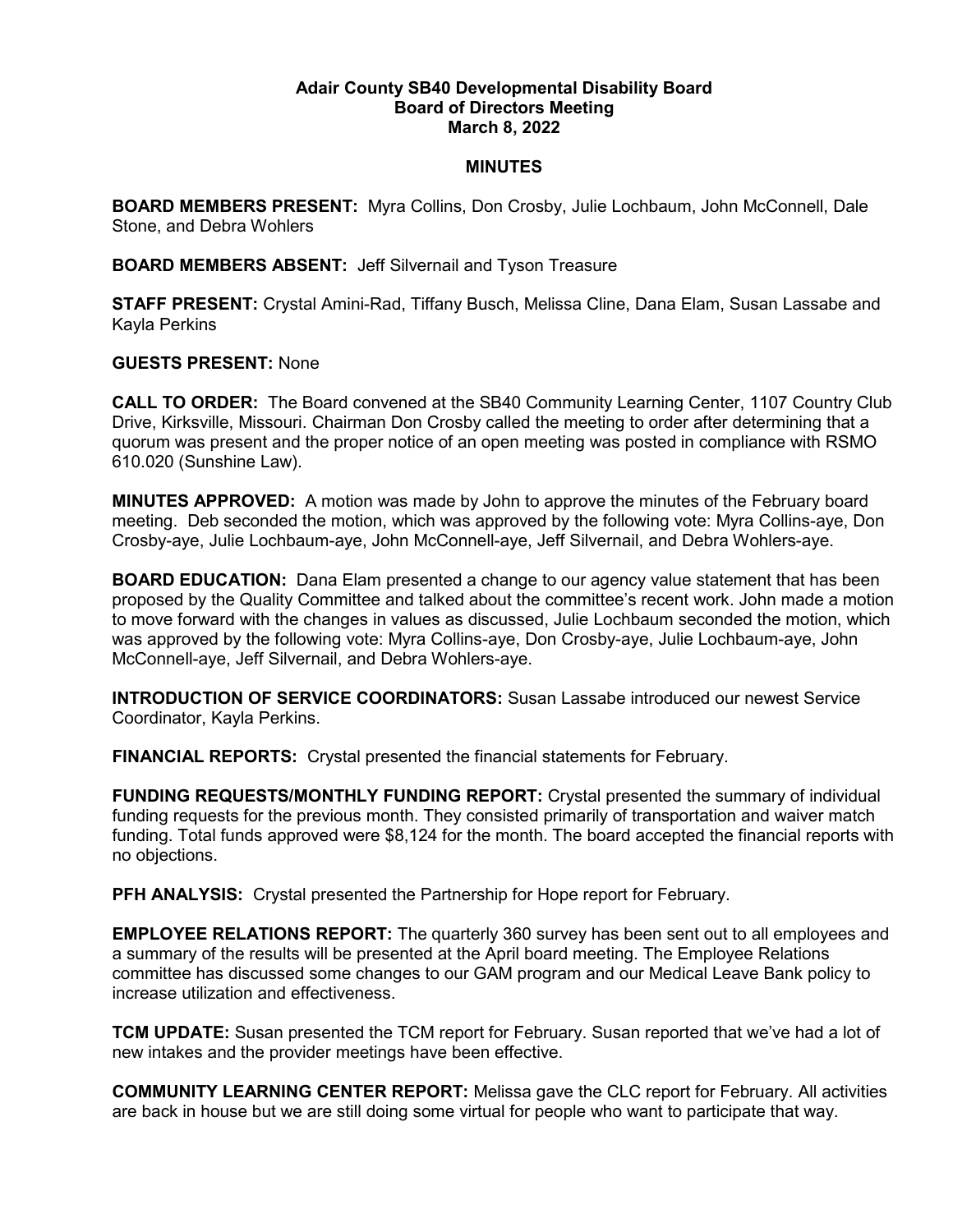# Adair County SB40 Developmental Disability Board
## Board of Directors Meeting
## March 8, 2022

## MINUTES

**BOARD MEMBERS PRESENT:** Myra Collins, Don Crosby, Julie Lochbaum, John McConnell, Dale Stone, and Debra Wohlers

**BOARD MEMBERS ABSENT:** Jeff Silvernail and Tyson Treasure

**STAFF PRESENT:** Crystal Amini-Rad, Tiffany Busch, Melissa Cline, Dana Elam, Susan Lassabe and Kayla Perkins

**GUESTS PRESENT:** None

**CALL TO ORDER:** The Board convened at the SB40 Community Learning Center, 1107 Country Club Drive, Kirksville, Missouri. Chairman Don Crosby called the meeting to order after determining that a quorum was present and the proper notice of an open meeting was posted in compliance with RSMO 610.020 (Sunshine Law).

**MINUTES APPROVED:** A motion was made by John to approve the minutes of the February board meeting. Deb seconded the motion, which was approved by the following vote: Myra Collins-aye, Don Crosby-aye, Julie Lochbaum-aye, John McConnell-aye, Jeff Silvernail, and Debra Wohlers-aye.

**BOARD EDUCATION:** Dana Elam presented a change to our agency value statement that has been proposed by the Quality Committee and talked about the committee's recent work. John made a motion to move forward with the changes in values as discussed, Julie Lochbaum seconded the motion, which was approved by the following vote: Myra Collins-aye, Don Crosby-aye, Julie Lochbaum-aye, John McConnell-aye, Jeff Silvernail, and Debra Wohlers-aye.

**INTRODUCTION OF SERVICE COORDINATORS:** Susan Lassabe introduced our newest Service Coordinator, Kayla Perkins.

**FINANCIAL REPORTS:** Crystal presented the financial statements for February.

**FUNDING REQUESTS/MONTHLY FUNDING REPORT:** Crystal presented the summary of individual funding requests for the previous month. They consisted primarily of transportation and waiver match funding. Total funds approved were $8,124 for the month. The board accepted the financial reports with no objections.

**PFH ANALYSIS:** Crystal presented the Partnership for Hope report for February.

**EMPLOYEE RELATIONS REPORT:** The quarterly 360 survey has been sent out to all employees and a summary of the results will be presented at the April board meeting. The Employee Relations committee has discussed some changes to our GAM program and our Medical Leave Bank policy to increase utilization and effectiveness.

**TCM UPDATE:** Susan presented the TCM report for February. Susan reported that we've had a lot of new intakes and the provider meetings have been effective.

**COMMUNITY LEARNING CENTER REPORT:** Melissa gave the CLC report for February. All activities are back in house but we are still doing some virtual for people who want to participate that way.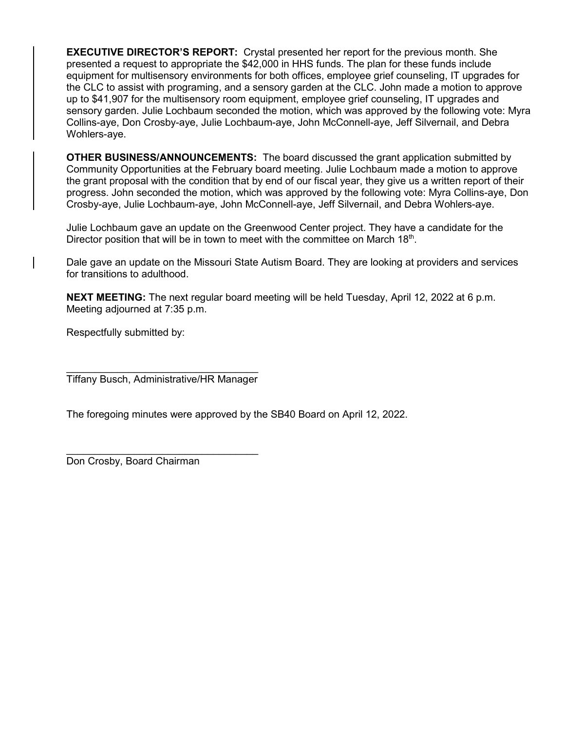**EXECUTIVE DIRECTOR'S REPORT:** Crystal presented her report for the previous month. She presented a request to appropriate the $42,000 in HHS funds. The plan for these funds include equipment for multisensory environments for both offices, employee grief counseling, IT upgrades for the CLC to assist with programing, and a sensory garden at the CLC. John made a motion to approve up to $41,907 for the multisensory room equipment, employee grief counseling, IT upgrades and sensory garden. Julie Lochbaum seconded the motion, which was approved by the following vote: Myra Collins-aye, Don Crosby-aye, Julie Lochbaum-aye, John McConnell-aye, Jeff Silvernail, and Debra Wohlers-aye.

**OTHER BUSINESS/ANNOUNCEMENTS:** The board discussed the grant application submitted by Community Opportunities at the February board meeting. Julie Lochbaum made a motion to approve the grant proposal with the condition that by end of our fiscal year, they give us a written report of their progress. John seconded the motion, which was approved by the following vote: Myra Collins-aye, Don Crosby-aye, Julie Lochbaum-aye, John McConnell-aye, Jeff Silvernail, and Debra Wohlers-aye.

Julie Lochbaum gave an update on the Greenwood Center project. They have a candidate for the Director position that will be in town to meet with the committee on March 18th.

Dale gave an update on the Missouri State Autism Board. They are looking at providers and services for transitions to adulthood.

**NEXT MEETING:** The next regular board meeting will be held Tuesday, April 12, 2022 at 6 p.m. Meeting adjourned at 7:35 p.m.

Respectfully submitted by:

\_\_\_\_\_\_\_\_\_\_\_\_\_\_\_\_\_\_\_\_\_\_\_\_\_\_\_\_\_\_\_\_\_\_\_

Tiffany Busch, Administrative/HR Manager

The foregoing minutes were approved by the SB40 Board on April 12, 2022.

\_\_\_\_\_\_\_\_\_\_\_\_\_\_\_\_\_\_\_\_\_\_\_\_\_\_\_\_\_\_\_\_\_\_\_

Don Crosby, Board Chairman